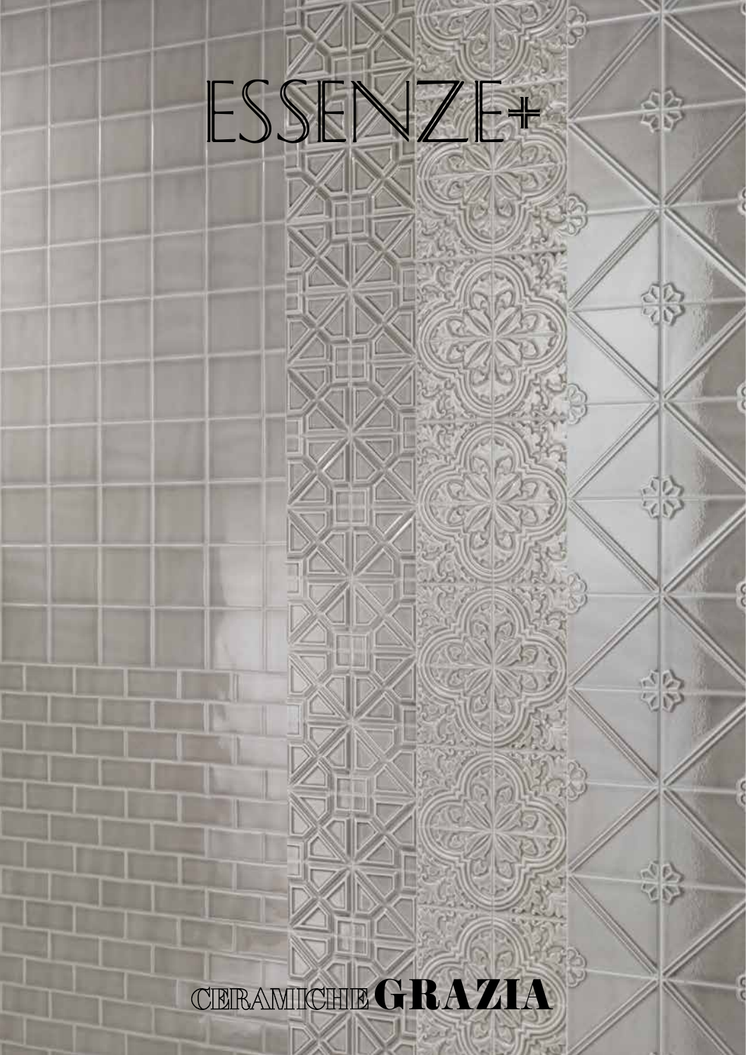# ESSENZE+

CERAMICHE **GRAZIA**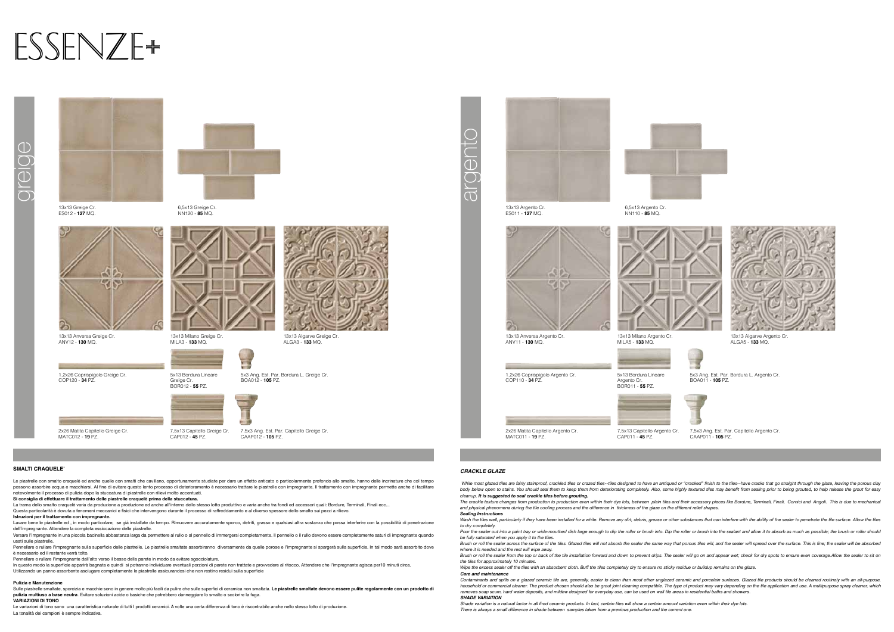# ESSENZE+

## greige

13x13 Greige Cr.
ES012 - **127** MQ.

6,5x13 Greige Cr.
NN120 - **85** MQ.

13x13 Anversa Greige Cr.
ANV12 - **130** MQ.

13x13 Milano Greige Cr.
MILA3 - **133** MQ.

13x13 Algarve Greige Cr.
ALGA3 - **133** MQ.

1,2x26 Coprispigolo Greige Cr.
COP120 - **34** PZ.

5x13 Bordura Lineare Greige Cr.
BOR012 - **55** PZ.

5x3 Ang. Est. Par. Bordura L. Greige Cr.
BOA012 - **105** PZ.

2x26 Matita Capitello Greige Cr.
MATC012 - **19** PZ.

7,5x13 Capitello Greige Cr.
CAP012 - **45** PZ.

7,5x3 Ang. Est. Par. Capitello Greige Cr.
CAAP012 - **105** PZ.

## argento

13x13 Argento Cr.
ES011 - **127** MQ.

6,5x13 Argento Cr.
NN110 - **85** MQ.

13x13 Anversa Argento Cr.
ANV11 - **130** MQ.

13x13 Milano Argento Cr.
MILA5 - **133** MQ.

13x13 Algarve Argento Cr.
ALGA5 - **133** MQ.

1,2x26 Coprispigolo Argento Cr.
COP110 - **34** PZ.

5x13 Bordura Lineare Argento Cr.
BOR011 - **55** PZ.

5x3 Ang. Est. Par. Bordura L. Argento Cr.
BOA011 - **105** PZ.

2x26 Matita Capitello Argento Cr.
MATC011 - **19** PZ.

7,5x13 Capitello Argento Cr.
CAP011 - **45** PZ.

7,5x3 Ang. Est. Par. Capitello Argento Cr.
CAAP011 - **105** PZ.

### SMALTI CRAQUELE'

Le piastrelle con smalto craquelé ed anche quelle con smalti che cavillano, opportunamente studiate per dare un effetto anticato o particolarmente profondo allo smalto, hanno delle incrinature che col tempo possono assorbire acqua e macchiarsi. Al fine di evitare questo lento processo di deterioramento è necessario trattare le piastrelle con impregnante. Il trattamento con impregnante permette anche di facilitare notevolmente il processo di pulizia dopo la stuccatura di piastrelle con rilievi molto accentuati.

**Si consiglia di effettuare il trattamento delle piastrelle craquelè prima della stuccatura.**

La trama dello smalto craquelè varia da produzione a produzione ed anche all'interno dello stesso lotto produttivo e varia anche tra fondi ed accessori quali: Bordure, Terminali, Finali ecc...

Questa particolarità è dovuta a fenomeni meccanici e fisici che intervengono durante il processo di raffreddamento e al diverso spessore dello smalto sui pezzi a rilievo.

**Istruzioni per il trattamento con impregnante.**

Lavare bene le piastrelle ed , in modo particolare, se già installate da tempo. Rimuovere accuratamente sporco, detriti, grasso e qualsiasi altra sostanza che possa interferire con la possibilità di penetrazione dell'impregnante. Attendere la completa essiccazione delle piastrelle.

Versare l'impregnante in una piccola bacinella abbastanza larga da permettere al rullo o al pennello di immergersi completamente. Il pennello o il rullo devono essere completamente saturi di impregnante quando usati sulle piastrelle.

Pennellare o rullare l'impregnante sulla superficie delle piastrelle. Le piastrelle smaltate assorbiranno diversamente da quelle porose e l'impregnante si spargerà sulla superficie. In tal modo sarà assorbito dove è necessario ed il restante verrà tolto.

Pennellare o rullare l'impregnante dall'alto verso il basso della parete in modo da evitare sgocciolature.

In questo modo la superficie apparirà bagnata e quindi si potranno individuare eventuali porzioni di parete non trattate e provvedere al ritocco. Attendere che l'impregnante agisca per10 minuti circa.

Utilizzando un panno assorbente asciugare completamente le piastrelle assicurandosi che non restino residui sulla superficie

**Pulizia e Manutenzione**

Sulle piastrelle smaltate, sporcizia e macchie sono in genere molto più facili da pulire che sulle superfici di ceramica non smaltata. **Le piastrelle smaltate devono essere pulite regolarmente con un prodotto di pulizia multiuso a base neutra**. Evitare soluzioni acide o basiche che potrebbero danneggiare lo smalto o scolorire la fuga.

**VARIAZIONI DI TONO**

Le variazioni di tono sono una caratteristica naturale di tutti I prodotti ceramici. A volte una certa differenza di tono è riscontrabile anche nello stesso lotto di produzione.

La tonalità dei campioni è sempre indicativa.

### *CRACKLE GLAZE*

*While most glazed tiles are fairly stainproof, crackled tiles or crazed tiles--tiles designed to have an antiqued or "cracked" finish to the tiles--have cracks that go straight through the glaze, leaving the porous clay body below open to stains. You should seal them to keep them from deteriorating completely. Also, some highly textured tiles may benefit from sealing prior to being grouted, to help release the grout for easy cleanup.* ***It is suggested to seal crackle tiles before grouting.***

*The crackle texture changes from production to production even within their dye lots, between plain tiles and their accessory pieces like Bordure, Terminali, Finali, Cornici and Angoli. This is due to mechanical and physical phenomena during the tile cooling process and the difference in thickness of the glaze on the different relief shapes.*

***Sealing Instructions***

*Wash the tiles well, particularly if they have been installed for a while. Remove any dirt, debris, grease or other substances that can interfere with the ability of the sealer to penetrate the tile surface. Allow the tiles to dry completely.*

*Pour the sealer out into a paint tray or wide-mouthed dish large enough to dip the roller or brush into. Dip the roller or brush into the sealant and allow it to absorb as much as possible; the brush or roller should be fully saturated when you apply it to the tiles.*

*Brush or roll the sealer across the surface of the tiles. Glazed tiles will not absorb the sealer the same way that porous tiles will, and the sealer will spread over the surface. This is fine; the sealer will be absorbed where it is needed and the rest will wipe away.*

*Brush or roll the sealer from the top or back of the tile installation forward and down to prevent drips. The sealer will go on and appear wet; check for dry spots to ensure even coverage.Allow the sealer to sit on the tiles for approximately 10 minutes.*

*Wipe the excess sealer off the tiles with an absorbent cloth. Buff the tiles completely dry to ensure no sticky residue or buildup remains on the glaze.*

***Care and maintenance***

*Contaminants and spills on a glazed ceramic tile are, generally, easier to clean than most other unglazed ceramic and porcelain surfaces. Glazed tile products should be cleaned routinely with an all-purpose, household or commercial cleaner. The product chosen should also be grout joint cleaning compatible. The type of product may vary depending on the tile application and use. A multipurpose spray cleaner, which removes soap scum, hard water deposits, and mildew designed for everyday use, can be used on wall tile areas in residential baths and showers.*

***SHADE VARIATION***

*Shade variation is a natural factor in all fired ceramic products. In fact, certain tiles will show a certain amount variation even within their dye lots.*

*There is always a small difference in shade between samples taken from a previous production and the current one.*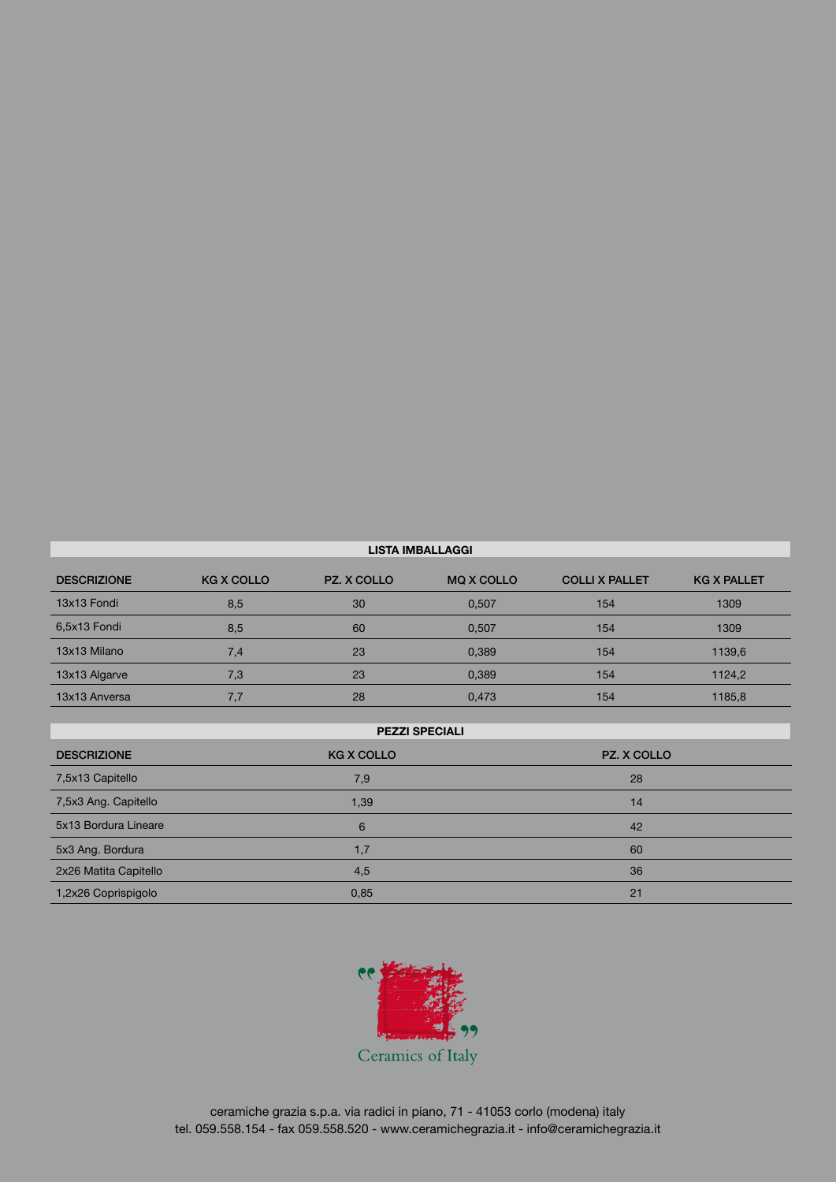## LISTA IMBALLAGGI

| DESCRIZIONE | KG X COLLO | PZ. X COLLO | MQ X COLLO | COLLI X PALLET | KG X PALLET |
|---|---|---|---|---|---|
| 13x13 Fondi | 8,5 | 30 | 0,507 | 154 | 1309 |
| 6,5x13 Fondi | 8,5 | 60 | 0,507 | 154 | 1309 |
| 13x13 Milano | 7,4 | 23 | 0,389 | 154 | 1139,6 |
| 13x13 Algarve | 7,3 | 23 | 0,389 | 154 | 1124,2 |
| 13x13 Anversa | 7,7 | 28 | 0,473 | 154 | 1185,8 |

## PEZZI SPECIALI

| DESCRIZIONE | KG X COLLO | PZ. X COLLO |
|---|---|---|
| 7,5x13 Capitello | 7,9 | 28 |
| 7,5x3 Ang. Capitello | 1,39 | 14 |
| 5x13 Bordura Lineare | 6 | 42 |
| 5x3 Ang. Bordura | 1,7 | 60 |
| 2x26 Matita Capitello | 4,5 | 36 |
| 1,2x26 Coprispigolo | 0,85 | 21 |

Ceramics of Italy

ceramiche grazia s.p.a. via radici in piano, 71 - 41053 corlo (modena) italy
tel. 059.558.154 - fax 059.558.520 - www.ceramichegrazia.it - info@ceramichegrazia.it